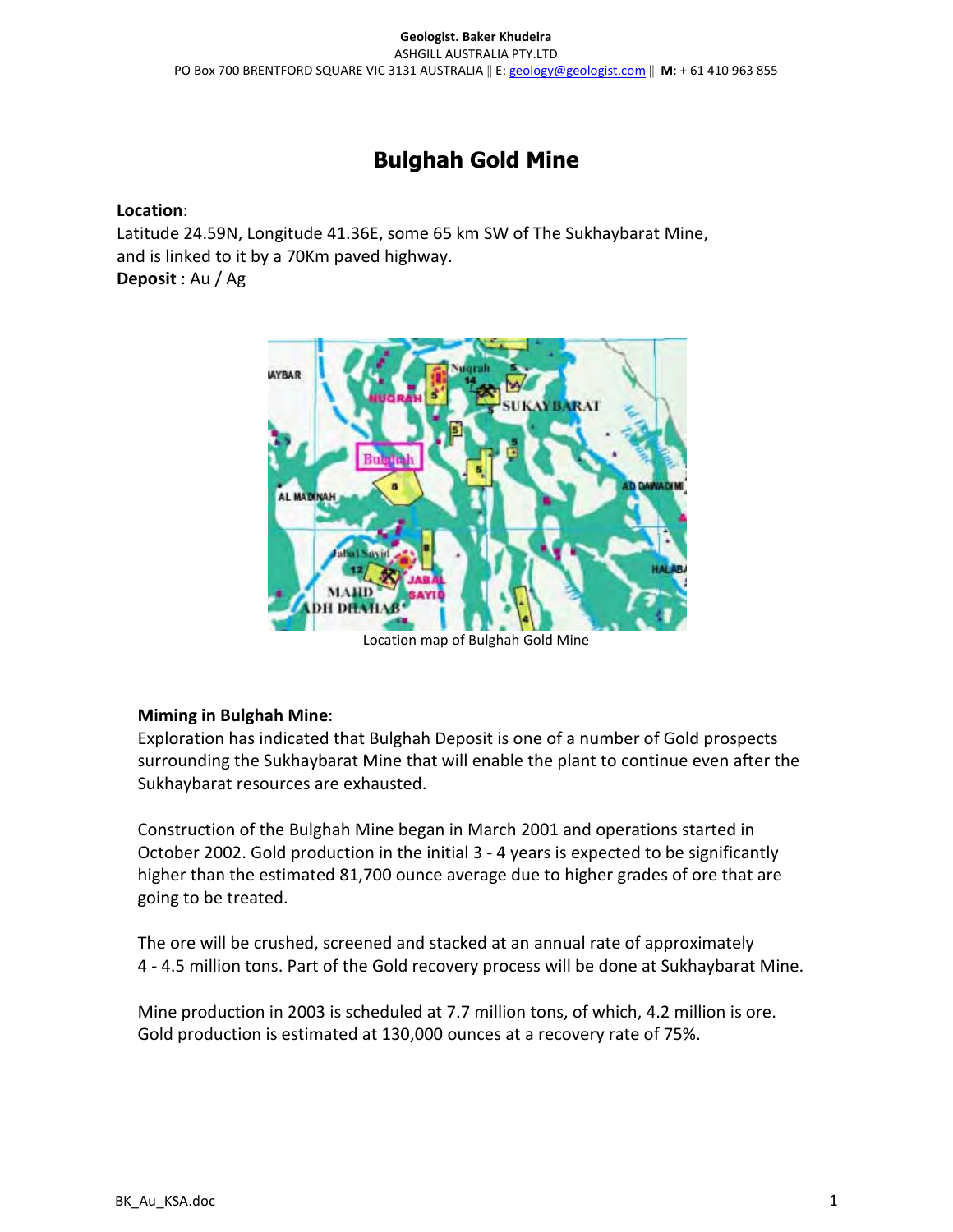# Bulghah Gold Mine

**Location**:
Latitude 24.59N, Longitude 41.36E, some 65 km SW of The Sukhaybarat Mine, and is linked to it by a 70Km paved highway.
**Deposit** : Au / Ag

Location map of Bulghah Gold Mine

**Miming in Bulghah Mine**:
Exploration has indicated that Bulghah Deposit is one of a number of Gold prospects surrounding the Sukhaybarat Mine that will enable the plant to continue even after the Sukhaybarat resources are exhausted.

Construction of the Bulghah Mine began in March 2001 and operations started in October 2002. Gold production in the initial 3 - 4 years is expected to be significantly higher than the estimated 81,700 ounce average due to higher grades of ore that are going to be treated.

The ore will be crushed, screened and stacked at an annual rate of approximately 4 - 4.5 million tons. Part of the Gold recovery process will be done at Sukhaybarat Mine.

Mine production in 2003 is scheduled at 7.7 million tons, of which, 4.2 million is ore. Gold production is estimated at 130,000 ounces at a recovery rate of 75%.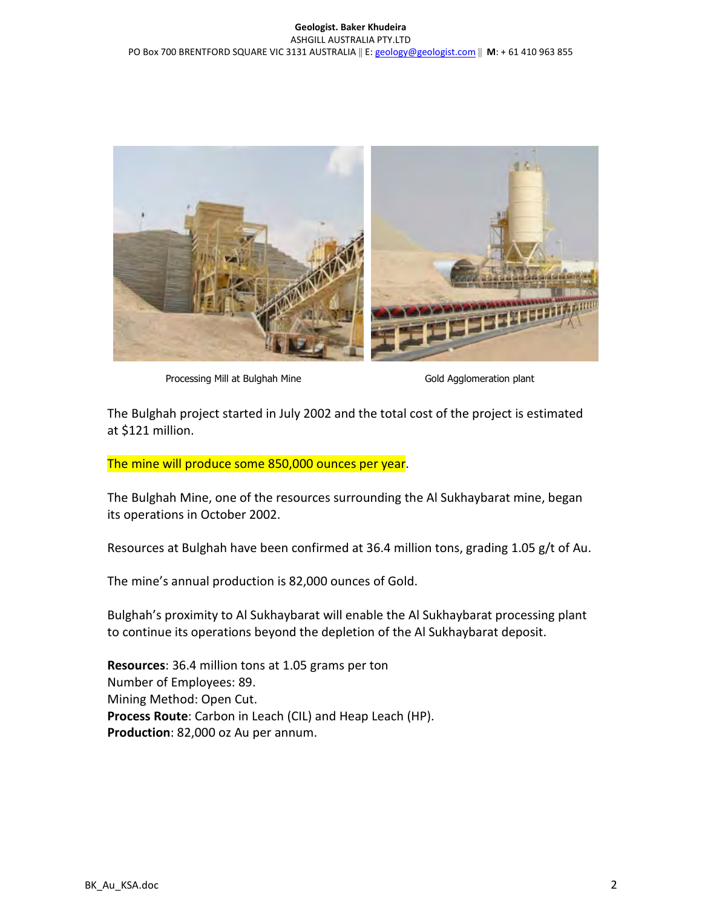Processing Mill at Bulghah Mine

Gold Agglomeration plant

The Bulghah project started in July 2002 and the total cost of the project is estimated at $121 million.

The mine will produce some 850,000 ounces per year.

The Bulghah Mine, one of the resources surrounding the Al Sukhaybarat mine, began its operations in October 2002.

Resources at Bulghah have been confirmed at 36.4 million tons, grading 1.05 g/t of Au.

The mine's annual production is 82,000 ounces of Gold.

Bulghah's proximity to Al Sukhaybarat will enable the Al Sukhaybarat processing plant to continue its operations beyond the depletion of the Al Sukhaybarat deposit.

**Resources**: 36.4 million tons at 1.05 grams per ton  
Number of Employees: 89.  
Mining Method: Open Cut.  
**Process Route**: Carbon in Leach (CIL) and Heap Leach (HP).  
**Production**: 82,000 oz Au per annum.